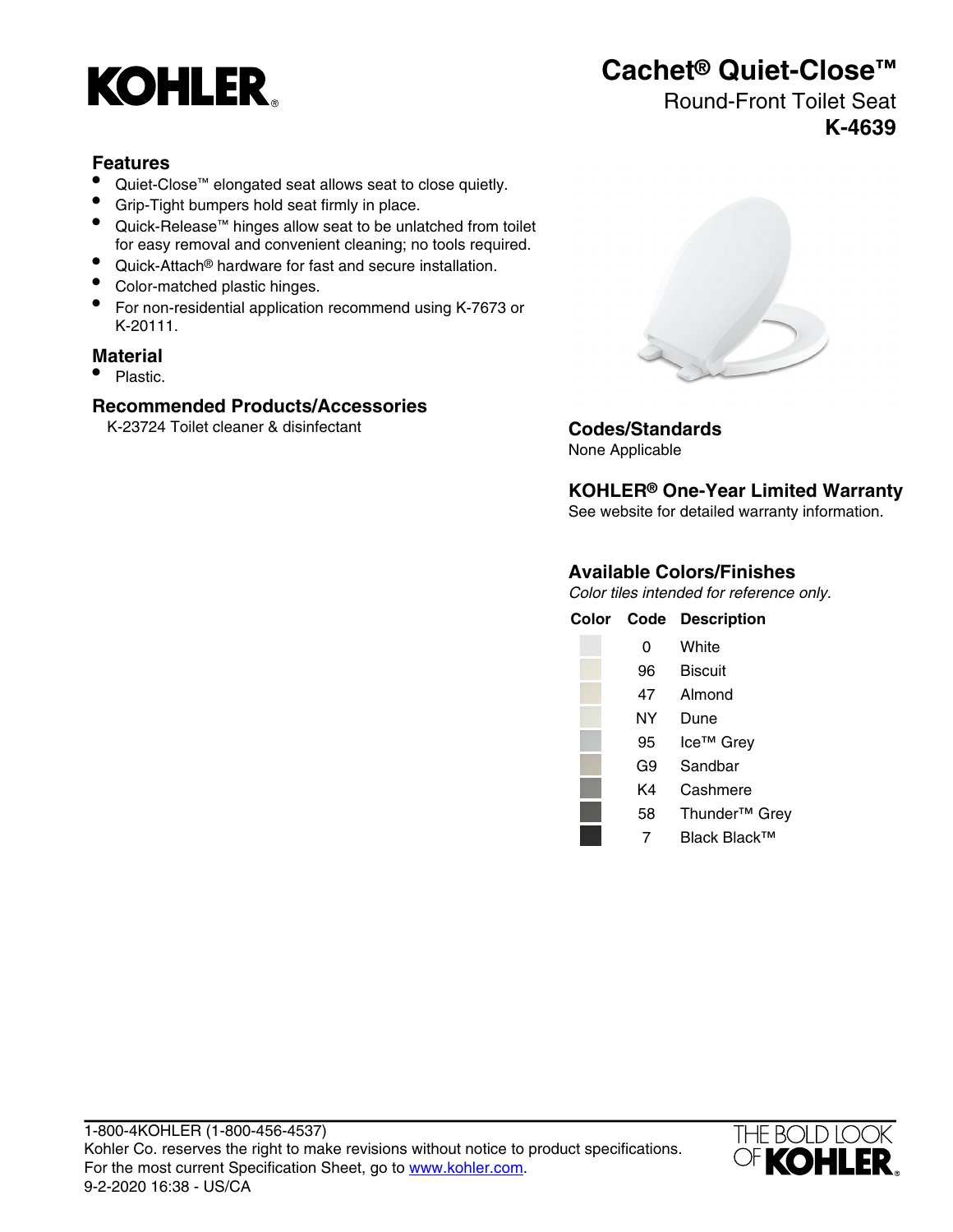KOHLER

# Cachet® Quiet-Close™

Round-Front Toilet Seat

**K-4639**

## Features

- Quiet-Close™ elongated seat allows seat to close quietly.
- Grip-Tight bumpers hold seat firmly in place.
- Quick-Release™ hinges allow seat to be unlatched from toilet for easy removal and convenient cleaning; no tools required.
- Quick-Attach® hardware for fast and secure installation.
- Color-matched plastic hinges.
- For non-residential application recommend using K-7673 or K-20111.

## Material

- Plastic.

## Recommended Products/Accessories

K-23724 Toilet cleaner & disinfectant

## Codes/Standards

None Applicable

## KOHLER® One-Year Limited Warranty

See website for detailed warranty information.

## Available Colors/Finishes

*Color tiles intended for reference only.*

| Color | Code | Description |
| --- | --- | --- |
| | 0 | White |
| | 96 | Biscuit |
| | 47 | Almond |
| | NY | Dune |
| | 95 | Ice™ Grey |
| | G9 | Sandbar |
| | K4 | Cashmere |
| | 58 | Thunder™ Grey |
| | 7 | Black Black™ |

1-800-4KOHLER (1-800-456-4537)
Kohler Co. reserves the right to make revisions without notice to product specifications.
For the most current Specification Sheet, go to www.kohler.com.
9-2-2020 16:38 - US/CA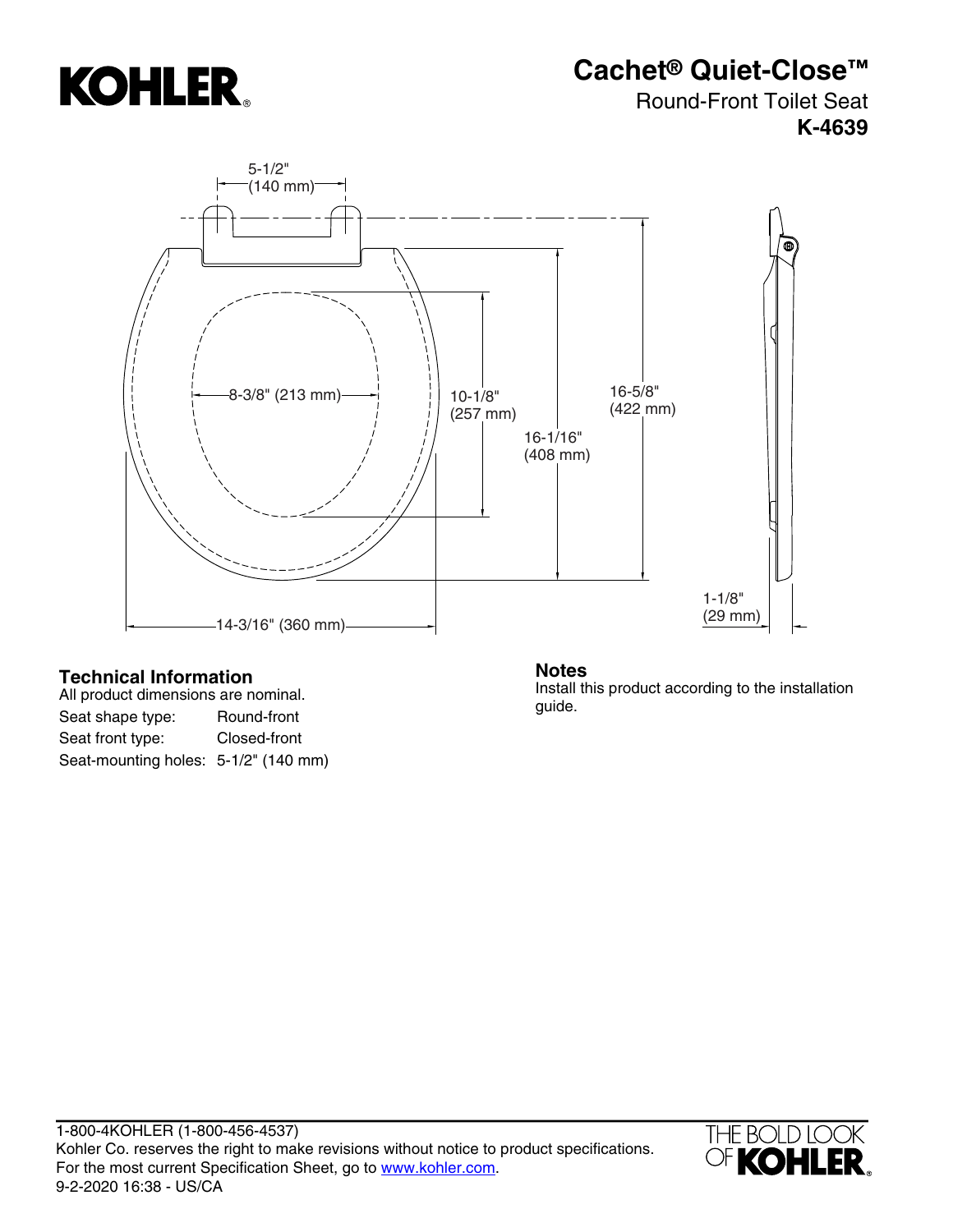# KOHLER

## Cachet® Quiet-Close™

Round-Front Toilet Seat

**K-4639**

5-1/2"
(140 mm)

8-3/8" (213 mm)

10-1/8"
(257 mm)

16-1/16"
(408 mm)

16-5/8"
(422 mm)

14-3/16" (360 mm)

1-1/8"
(29 mm)

### Technical Information

All product dimensions are nominal.

| | |
|---|---|
| Seat shape type: | Round-front |
| Seat front type: | Closed-front |
| Seat-mounting holes: | 5-1/2" (140 mm) |

### Notes

Install this product according to the installation guide.

1-800-4KOHLER (1-800-456-4537)
Kohler Co. reserves the right to make revisions without notice to product specifications.
For the most current Specification Sheet, go to www.kohler.com.
9-2-2020 16:38 - US/CA

THE BOLD LOOK OF KOHLER.